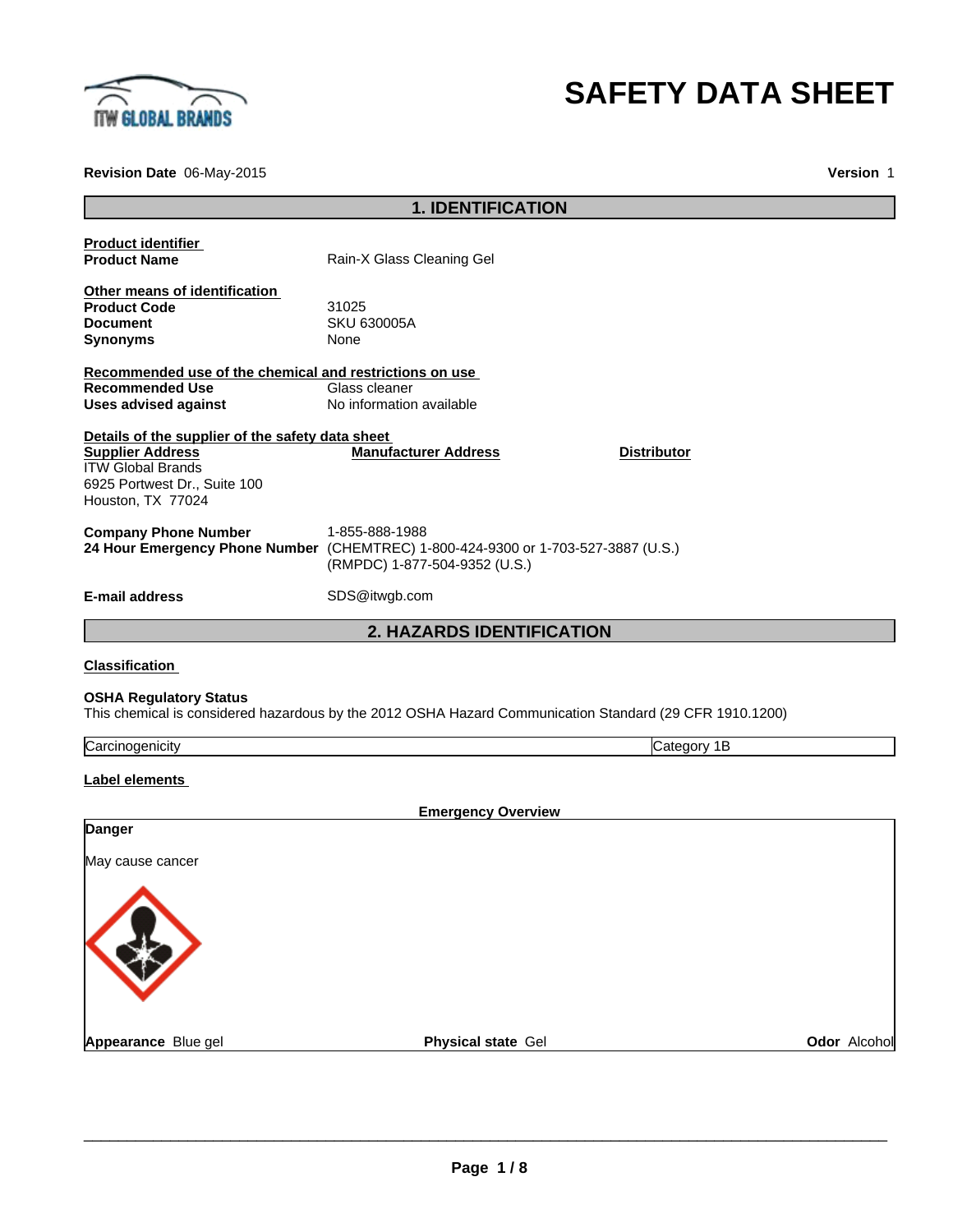# SAFETY DATA SHEET

**Revision Date** 06-May-2015 **Version** 1

## 1. IDENTIFICATION

**Product identifier**

**Product Name** Rain-X Glass Cleaning Gel

**Other means of identification**

**Product Code** 31025
**Document** SKU 630005A
**Synonyms** None

**Recommended use of the chemical and restrictions on use**

**Recommended Use** Glass cleaner
**Uses advised against** No information available

**Details of the supplier of the safety data sheet**

| Supplier Address | Manufacturer Address | Distributor |
|---|---|---|
| ITW Global Brands<br>6925 Portwest Dr., Suite 100<br>Houston, TX 77024 | | |

**Company Phone Number** 1-855-888-1988
**24 Hour Emergency Phone Number** (CHEMTREC) 1-800-424-9300 or 1-703-527-3887 (U.S.)
(RMPDC) 1-877-504-9352 (U.S.)

**E-mail address** SDS@itwgb.com

## 2. HAZARDS IDENTIFICATION

**Classification**

**OSHA Regulatory Status**
This chemical is considered hazardous by the 2012 OSHA Hazard Communication Standard (29 CFR 1910.1200)

| Carcinogenicity | Category 1B |
|---|---|

**Label elements**

**Emergency Overview**

**Danger**

May cause cancer

**Appearance** Blue gel **Physical state** Gel **Odor** Alcohol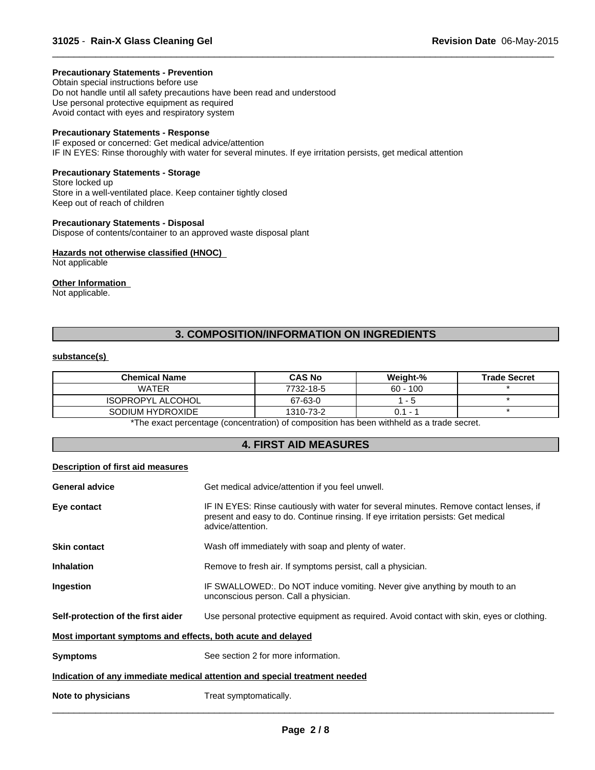**Precautionary Statements - Prevention**
Obtain special instructions before use
Do not handle until all safety precautions have been read and understood
Use personal protective equipment as required
Avoid contact with eyes and respiratory system

**Precautionary Statements - Response**
IF exposed or concerned: Get medical advice/attention
IF IN EYES: Rinse thoroughly with water for several minutes. If eye irritation persists, get medical attention

**Precautionary Statements - Storage**
Store locked up
Store in a well-ventilated place. Keep container tightly closed
Keep out of reach of children

**Precautionary Statements - Disposal**
Dispose of contents/container to an approved waste disposal plant

**Hazards not otherwise classified (HNOC)**
Not applicable

**Other Information**
Not applicable.

## 3. COMPOSITION/INFORMATION ON INGREDIENTS

**substance(s)**

| Chemical Name | CAS No | Weight-% | Trade Secret |
|---|---|---|---|
| WATER | 7732-18-5 | 60 - 100 | * |
| ISOPROPYL ALCOHOL | 67-63-0 | 1 - 5 | * |
| SODIUM HYDROXIDE | 1310-73-2 | 0.1 - 1 | * |

*The exact percentage (concentration) of composition has been withheld as a trade secret.

## 4. FIRST AID MEASURES

**Description of first aid measures**

**General advice** Get medical advice/attention if you feel unwell.

**Eye contact** IF IN EYES: Rinse cautiously with water for several minutes. Remove contact lenses, if present and easy to do. Continue rinsing. If eye irritation persists: Get medical advice/attention.

**Skin contact** Wash off immediately with soap and plenty of water.

**Inhalation** Remove to fresh air. If symptoms persist, call a physician.

**Ingestion** IF SWALLOWED:. Do NOT induce vomiting. Never give anything by mouth to an unconscious person. Call a physician.

**Self-protection of the first aider** Use personal protective equipment as required. Avoid contact with skin, eyes or clothing.

**Most important symptoms and effects, both acute and delayed**

**Symptoms** See section 2 for more information.

**Indication of any immediate medical attention and special treatment needed**

**Note to physicians** Treat symptomatically.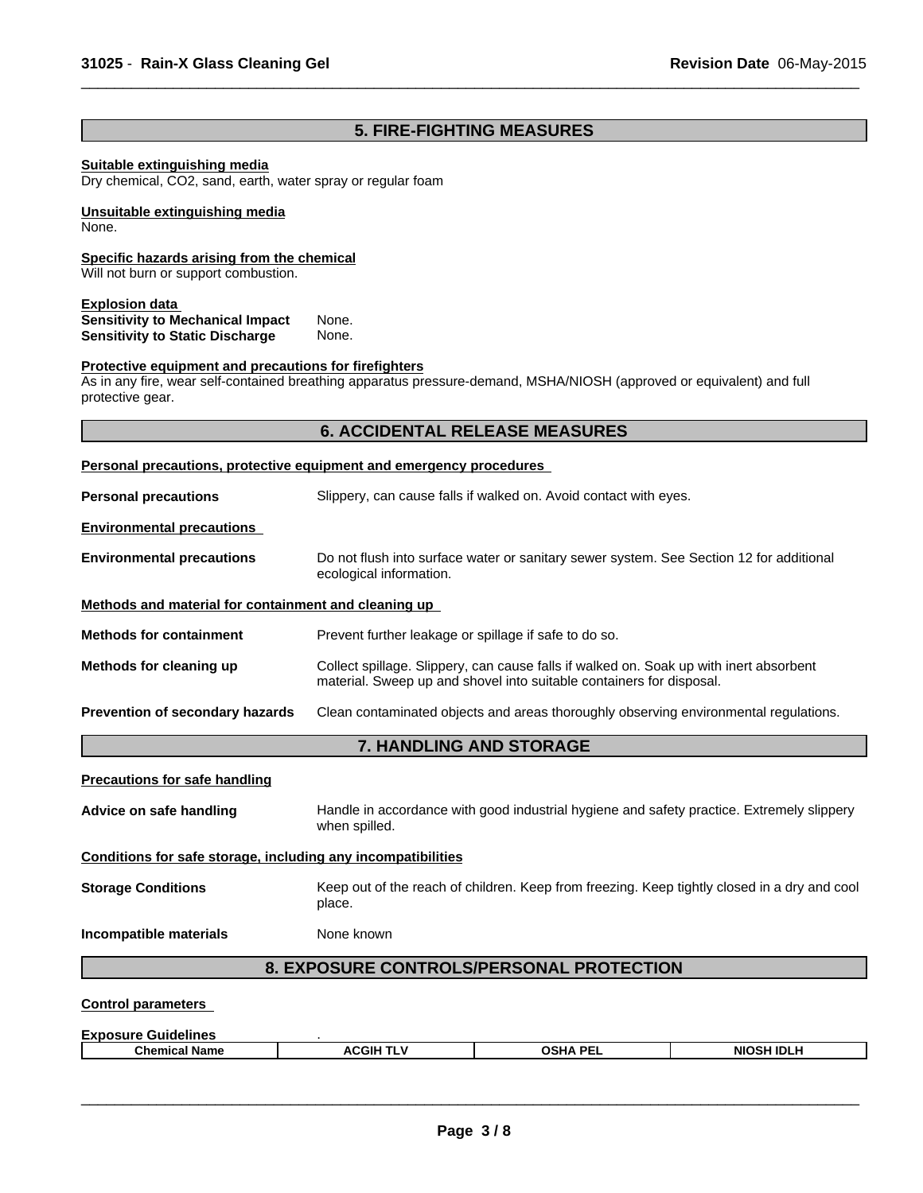## 5. FIRE-FIGHTING MEASURES

**Suitable extinguishing media**
Dry chemical, $CO_2$, sand, earth, water spray or regular foam

**Unsuitable extinguishing media**
None.

**Specific hazards arising from the chemical**
Will not burn or support combustion.

**Explosion data**
**Sensitivity to Mechanical Impact** None.
**Sensitivity to Static Discharge** None.

**Protective equipment and precautions for firefighters**
As in any fire, wear self-contained breathing apparatus pressure-demand, MSHA/NIOSH (approved or equivalent) and full protective gear.

## 6. ACCIDENTAL RELEASE MEASURES

**Personal precautions, protective equipment and emergency procedures**

**Personal precautions** Slippery, can cause falls if walked on. Avoid contact with eyes.

**Environmental precautions**

**Environmental precautions** Do not flush into surface water or sanitary sewer system. See Section 12 for additional ecological information.

**Methods and material for containment and cleaning up**

**Methods for containment** Prevent further leakage or spillage if safe to do so.

**Methods for cleaning up** Collect spillage. Slippery, can cause falls if walked on. Soak up with inert absorbent material. Sweep up and shovel into suitable containers for disposal.

**Prevention of secondary hazards** Clean contaminated objects and areas thoroughly observing environmental regulations.

## 7. HANDLING AND STORAGE

**Precautions for safe handling**

**Advice on safe handling** Handle in accordance with good industrial hygiene and safety practice. Extremely slippery when spilled.

**Conditions for safe storage, including any incompatibilities**

**Storage Conditions** Keep out of the reach of children. Keep from freezing. Keep tightly closed in a dry and cool place.

**Incompatible materials** None known

## 8. EXPOSURE CONTROLS/PERSONAL PROTECTION

**Control parameters**

**Exposure Guidelines** .

| Chemical Name | ACGIH TLV | OSHA PEL | NIOSH IDLH |
|---|---|---|---|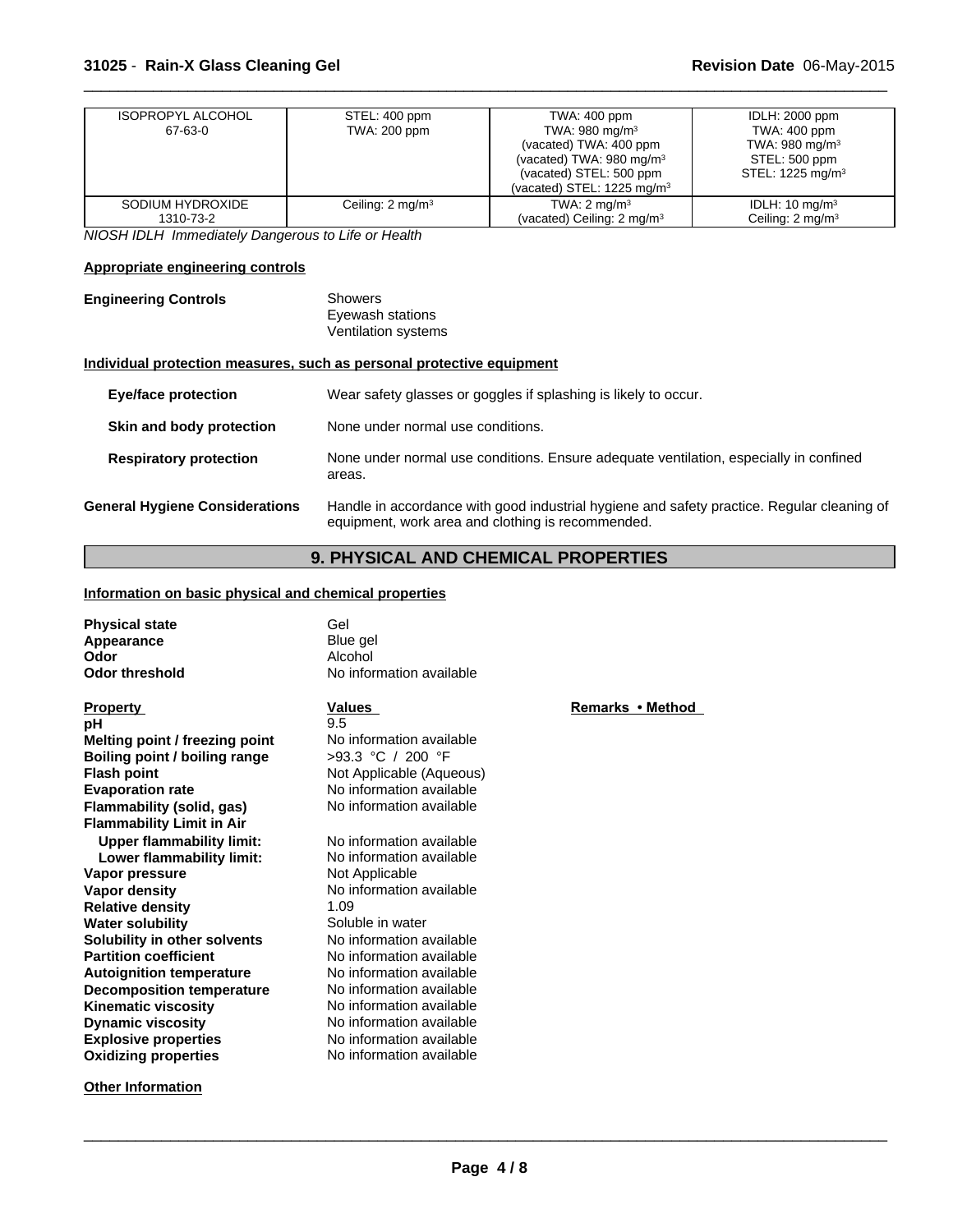| | | | |
|---|---|---|---|
| ISOPROPYL ALCOHOL<br>67-63-0 | STEL: 400 ppm<br>TWA: 200 ppm | TWA: 400 ppm<br>TWA: 980 mg/m³<br>(vacated) TWA: 400 ppm<br>(vacated) TWA: 980 mg/m³<br>(vacated) STEL: 500 ppm<br>(vacated) STEL: 1225 mg/m³ | IDLH: 2000 ppm<br>TWA: 400 ppm<br>TWA: 980 mg/m³<br>STEL: 500 ppm<br>STEL: 1225 mg/m³ |
| SODIUM HYDROXIDE<br>1310-73-2 | Ceiling: 2 mg/m³ | TWA: 2 mg/m³<br>(vacated) Ceiling: 2 mg/m³ | IDLH: 10 mg/m³<br>Ceiling: 2 mg/m³ |

*NIOSH IDLH Immediately Dangerous to Life or Health*

**Appropriate engineering controls**

**Engineering Controls** Showers
Eyewash stations
Ventilation systems

**Individual protection measures, such as personal protective equipment**

**Eye/face protection** Wear safety glasses or goggles if splashing is likely to occur.

**Skin and body protection** None under normal use conditions.

**Respiratory protection** None under normal use conditions. Ensure adequate ventilation, especially in confined areas.

**General Hygiene Considerations** Handle in accordance with good industrial hygiene and safety practice. Regular cleaning of equipment, work area and clothing is recommended.

## 9. PHYSICAL AND CHEMICAL PROPERTIES

**Information on basic physical and chemical properties**

**Physical state** Gel
**Appearance** Blue gel
**Odor** Alcohol
**Odor threshold** No information available

| Property | Values | Remarks • Method |
|---|---|---|
| **pH** | 9.5 | |
| **Melting point / freezing point** | No information available | |
| **Boiling point / boiling range** | >93.3 °C / 200 °F | |
| **Flash point** | Not Applicable (Aqueous) | |
| **Evaporation rate** | No information available | |
| **Flammability (solid, gas)** | No information available | |
| **Flammability Limit in Air** | | |
| **Upper flammability limit:** | No information available | |
| **Lower flammability limit:** | No information available | |
| **Vapor pressure** | Not Applicable | |
| **Vapor density** | No information available | |
| **Relative density** | 1.09 | |
| **Water solubility** | Soluble in water | |
| **Solubility in other solvents** | No information available | |
| **Partition coefficient** | No information available | |
| **Autoignition temperature** | No information available | |
| **Decomposition temperature** | No information available | |
| **Kinematic viscosity** | No information available | |
| **Dynamic viscosity** | No information available | |
| **Explosive properties** | No information available | |
| **Oxidizing properties** | No information available | |

**Other Information**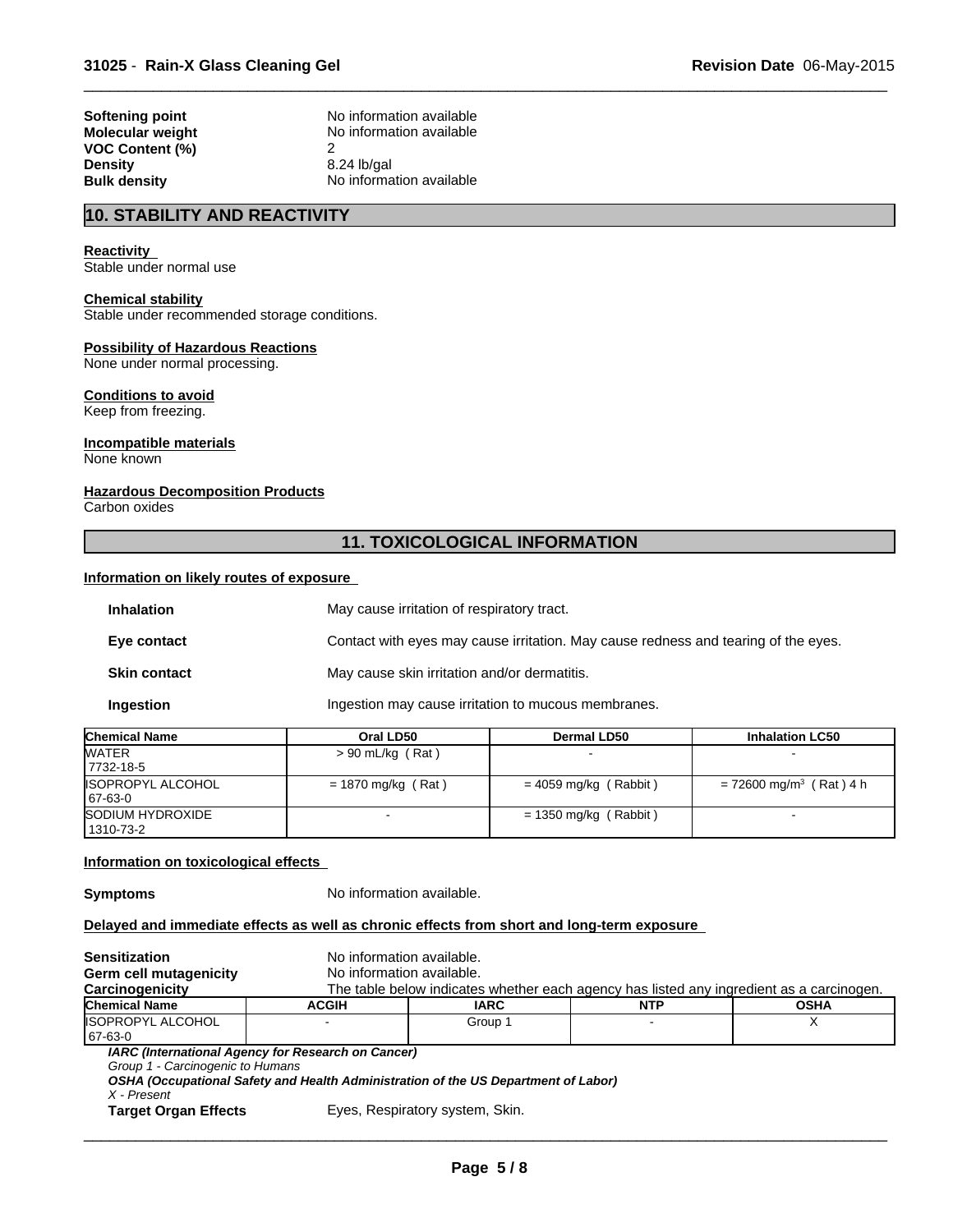| | |
|---|---|
| **Softening point** | No information available |
| **Molecular weight** | No information available |
| **VOC Content (%)** | 2 |
| **Density** | 8.24 lb/gal |
| **Bulk density** | No information available |

## 10. STABILITY AND REACTIVITY

**Reactivity**
Stable under normal use

**Chemical stability**
Stable under recommended storage conditions.

**Possibility of Hazardous Reactions**
None under normal processing.

**Conditions to avoid**
Keep from freezing.

**Incompatible materials**
None known

**Hazardous Decomposition Products**
Carbon oxides

## 11. TOXICOLOGICAL INFORMATION

**Information on likely routes of exposure**

| | |
|---|---|
| **Inhalation** | May cause irritation of respiratory tract. |
| **Eye contact** | Contact with eyes may cause irritation. May cause redness and tearing of the eyes. |
| **Skin contact** | May cause skin irritation and/or dermatitis. |
| **Ingestion** | Ingestion may cause irritation to mucous membranes. |

| Chemical Name | Oral LD50 | Dermal LD50 | Inhalation LC50 |
|---|---|---|---|
| WATER<br>7732-18-5 | > 90 mL/kg ( Rat ) | - | - |
| ISOPROPYL ALCOHOL<br>67-63-0 | = 1870 mg/kg ( Rat ) | = 4059 mg/kg ( Rabbit ) | = 72600 mg/m$^3$ ( Rat ) 4 h |
| SODIUM HYDROXIDE<br>1310-73-2 | - | = 1350 mg/kg ( Rabbit ) | - |

**Information on toxicological effects**

**Symptoms** No information available.

**Delayed and immediate effects as well as chronic effects from short and long-term exposure**

| | |
|---|---|
| **Sensitization** | No information available. |
| **Germ cell mutagenicity** | No information available. |
| **Carcinogenicity** | The table below indicates whether each agency has listed any ingredient as a carcinogen. |

| Chemical Name | ACGIH | IARC | NTP | OSHA |
|---|---|---|---|---|
| ISOPROPYL ALCOHOL<br>67-63-0 | - | Group 1 | - | X |

***IARC (International Agency for Research on Cancer)***
*Group 1 - Carcinogenic to Humans*
***OSHA (Occupational Safety and Health Administration of the US Department of Labor)***
*X - Present*

**Target Organ Effects** Eyes, Respiratory system, Skin.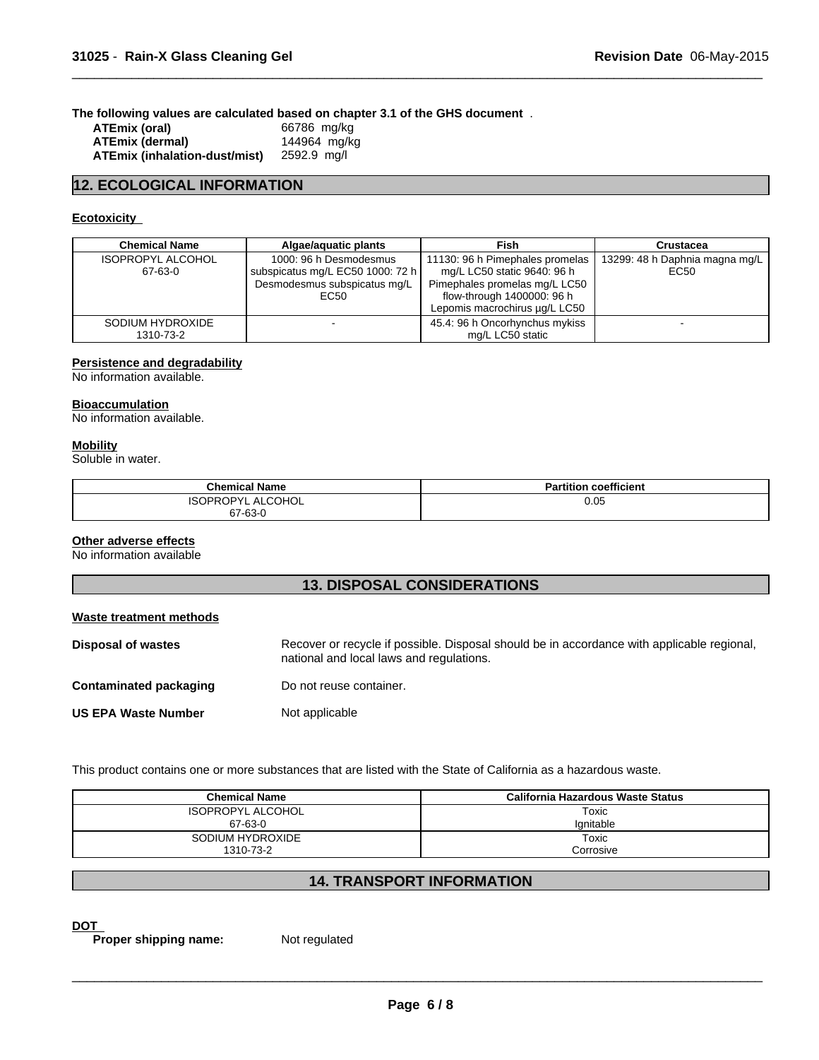The following values are calculated based on chapter 3.1 of the GHS document .

**ATEmix (oral)** 66786 mg/kg
**ATEmix (dermal)** 144964 mg/kg
**ATEmix (inhalation-dust/mist)** 2592.9 mg/l

## 12. ECOLOGICAL INFORMATION

**Ecotoxicity**

| Chemical Name | Algae/aquatic plants | Fish | Crustacea |
|---|---|---|---|
| ISOPROPYL ALCOHOL 67-63-0 | 1000: 96 h Desmodesmus subspicatus mg/L EC50 1000: 72 h Desmodesmus subspicatus mg/L EC50 | 11130: 96 h Pimephales promelas mg/L LC50 static 9640: 96 h Pimephales promelas mg/L LC50 flow-through 1400000: 96 h Lepomis macrochirus µg/L LC50 | 13299: 48 h Daphnia magna mg/L EC50 |
| SODIUM HYDROXIDE 1310-73-2 | - | 45.4: 96 h Oncorhynchus mykiss mg/L LC50 static | - |

**Persistence and degradability**
No information available.

**Bioaccumulation**
No information available.

**Mobility**
Soluble in water.

| Chemical Name | Partition coefficient |
|---|---|
| ISOPROPYL ALCOHOL 67-63-0 | 0.05 |

**Other adverse effects**
No information available

## 13. DISPOSAL CONSIDERATIONS

**Waste treatment methods**

**Disposal of wastes** Recover or recycle if possible. Disposal should be in accordance with applicable regional, national and local laws and regulations.

**Contaminated packaging** Do not reuse container.

**US EPA Waste Number** Not applicable

This product contains one or more substances that are listed with the State of California as a hazardous waste.

| Chemical Name | California Hazardous Waste Status |
|---|---|
| ISOPROPYL ALCOHOL 67-63-0 | Toxic Ignitable |
| SODIUM HYDROXIDE 1310-73-2 | Toxic Corrosive |

## 14. TRANSPORT INFORMATION

**DOT**

**Proper shipping name:** Not regulated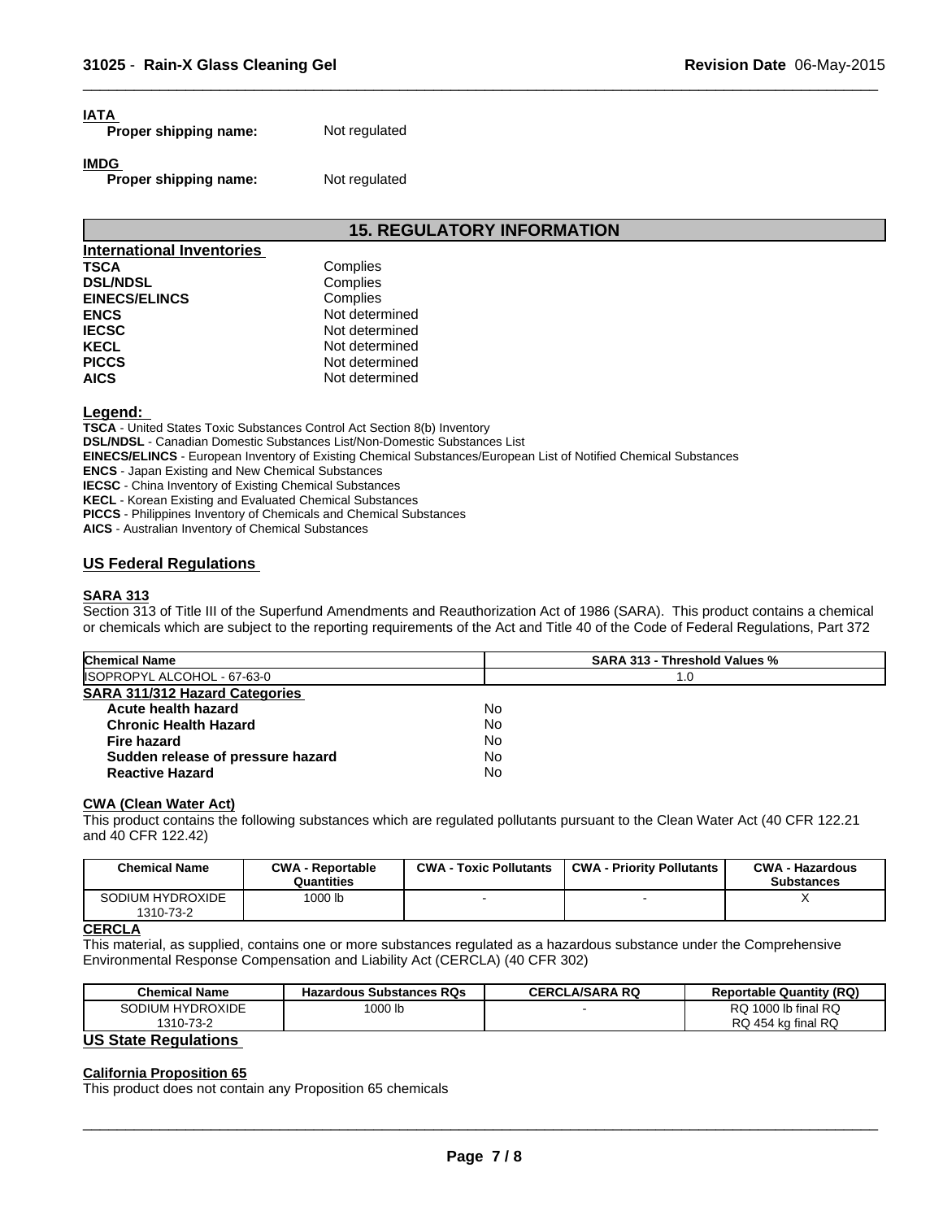**IATA**

**Proper shipping name:** Not regulated

**IMDG**

**Proper shipping name:** Not regulated

## 15. REGULATORY INFORMATION

**International Inventories**

| | |
|---|---|
| **TSCA** | Complies |
| **DSL/NDSL** | Complies |
| **EINECS/ELINCS** | Complies |
| **ENCS** | Not determined |
| **IECSC** | Not determined |
| **KECL** | Not determined |
| **PICCS** | Not determined |
| **AICS** | Not determined |

**Legend:**

**TSCA** - United States Toxic Substances Control Act Section 8(b) Inventory
**DSL/NDSL** - Canadian Domestic Substances List/Non-Domestic Substances List
**EINECS/ELINCS** - European Inventory of Existing Chemical Substances/European List of Notified Chemical Substances
**ENCS** - Japan Existing and New Chemical Substances
**IECSC** - China Inventory of Existing Chemical Substances
**KECL** - Korean Existing and Evaluated Chemical Substances
**PICCS** - Philippines Inventory of Chemicals and Chemical Substances
**AICS** - Australian Inventory of Chemical Substances

### US Federal Regulations

**SARA 313**

Section 313 of Title III of the Superfund Amendments and Reauthorization Act of 1986 (SARA). This product contains a chemical or chemicals which are subject to the reporting requirements of the Act and Title 40 of the Code of Federal Regulations, Part 372

| Chemical Name | SARA 313 - Threshold Values % |
|---|---|
| ISOPROPYL ALCOHOL - 67-63-0 | 1.0 |

**SARA 311/312 Hazard Categories**

| | |
|---|---|
| **Acute health hazard** | No |
| **Chronic Health Hazard** | No |
| **Fire hazard** | No |
| **Sudden release of pressure hazard** | No |
| **Reactive Hazard** | No |

**CWA (Clean Water Act)**

This product contains the following substances which are regulated pollutants pursuant to the Clean Water Act (40 CFR 122.21 and 40 CFR 122.42)

| Chemical Name | CWA - Reportable Quantities | CWA - Toxic Pollutants | CWA - Priority Pollutants | CWA - Hazardous Substances |
|---|---|---|---|---|
| SODIUM HYDROXIDE 1310-73-2 | 1000 lb | - | - | X |

**CERCLA**

This material, as supplied, contains one or more substances regulated as a hazardous substance under the Comprehensive Environmental Response Compensation and Liability Act (CERCLA) (40 CFR 302)

| Chemical Name | Hazardous Substances RQs | CERCLA/SARA RQ | Reportable Quantity (RQ) |
|---|---|---|---|
| SODIUM HYDROXIDE 1310-73-2 | 1000 lb | - | RQ 1000 lb final RQ RQ 454 kg final RQ |

### US State Regulations

**California Proposition 65**

This product does not contain any Proposition 65 chemicals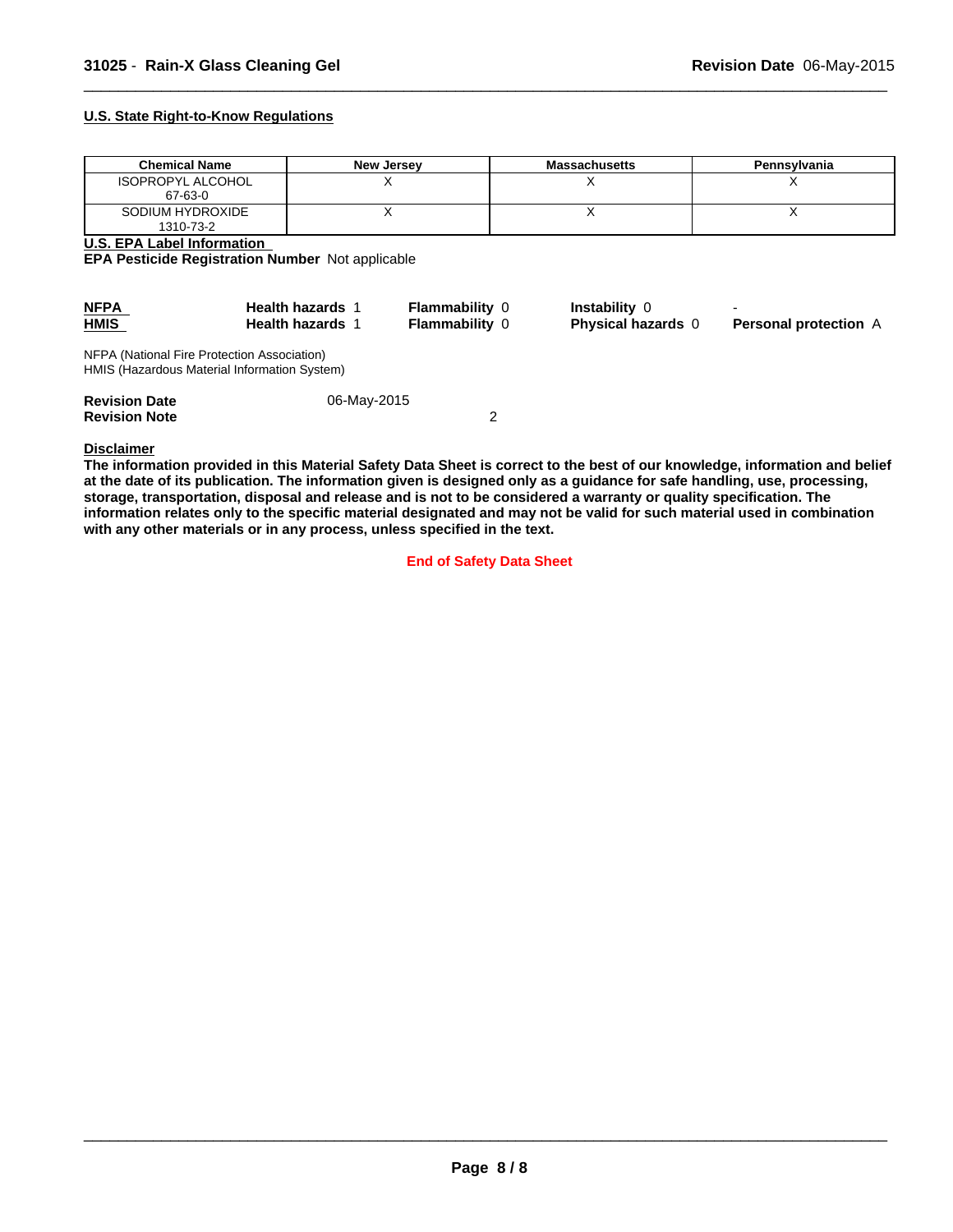### U.S. State Right-to-Know Regulations

| Chemical Name | New Jersey | Massachusetts | Pennsylvania |
| --- | --- | --- | --- |
| ISOPROPYL ALCOHOL 67-63-0 | X | X | X |
| SODIUM HYDROXIDE 1310-73-2 | X | X | X |

### U.S. EPA Label Information

**EPA Pesticide Registration Number** Not applicable

| | | | | |
| --- | --- | --- | --- | --- |
| **NFPA** | **Health hazards** 1 | **Flammability** 0 | **Instability** 0 | - |
| **HMIS** | **Health hazards** 1 | **Flammability** 0 | **Physical hazards** 0 | **Personal protection** A |

NFPA (National Fire Protection Association)
HMIS (Hazardous Material Information System)

**Revision Date** 06-May-2015
**Revision Note** 2

### Disclaimer

**The information provided in this Material Safety Data Sheet is correct to the best of our knowledge, information and belief at the date of its publication. The information given is designed only as a guidance for safe handling, use, processing, storage, transportation, disposal and release and is not to be considered a warranty or quality specification. The information relates only to the specific material designated and may not be valid for such material used in combination with any other materials or in any process, unless specified in the text.**

**End of Safety Data Sheet**